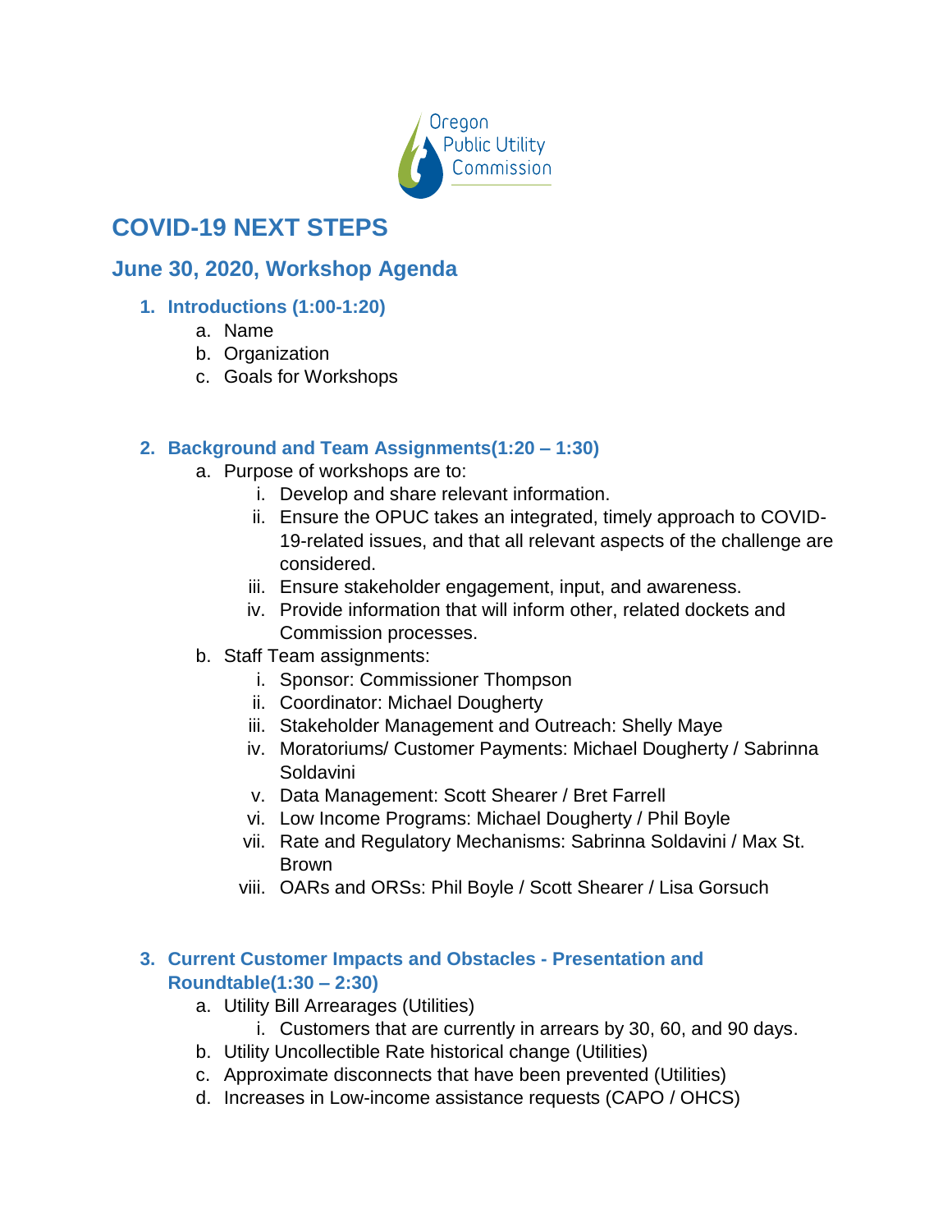# COVID-19 NEXT STEPS

## June 30, 2020, Workshop Agenda

### 1. Introductions (1:00-1:20)

a. Name
b. Organization
c. Goals for Workshops

### 2. Background and Team Assignments(1:20 – 1:30)

a. Purpose of workshops are to:
   i. Develop and share relevant information.
   ii. Ensure the OPUC takes an integrated, timely approach to COVID-19-related issues, and that all relevant aspects of the challenge are considered.
   iii. Ensure stakeholder engagement, input, and awareness.
   iv. Provide information that will inform other, related dockets and Commission processes.
b. Staff Team assignments:
   i. Sponsor: Commissioner Thompson
   ii. Coordinator: Michael Dougherty
   iii. Stakeholder Management and Outreach: Shelly Maye
   iv. Moratoriums/ Customer Payments: Michael Dougherty / Sabrinna Soldavini
   v. Data Management: Scott Shearer / Bret Farrell
   vi. Low Income Programs: Michael Dougherty / Phil Boyle
   vii. Rate and Regulatory Mechanisms: Sabrinna Soldavini / Max St. Brown
   viii. OARs and ORSs: Phil Boyle / Scott Shearer / Lisa Gorsuch

### 3. Current Customer Impacts and Obstacles - Presentation and Roundtable(1:30 – 2:30)

a. Utility Bill Arrearages (Utilities)
   i. Customers that are currently in arrears by 30, 60, and 90 days.
b. Utility Uncollectible Rate historical change (Utilities)
c. Approximate disconnects that have been prevented (Utilities)
d. Increases in Low-income assistance requests (CAPO / OHCS)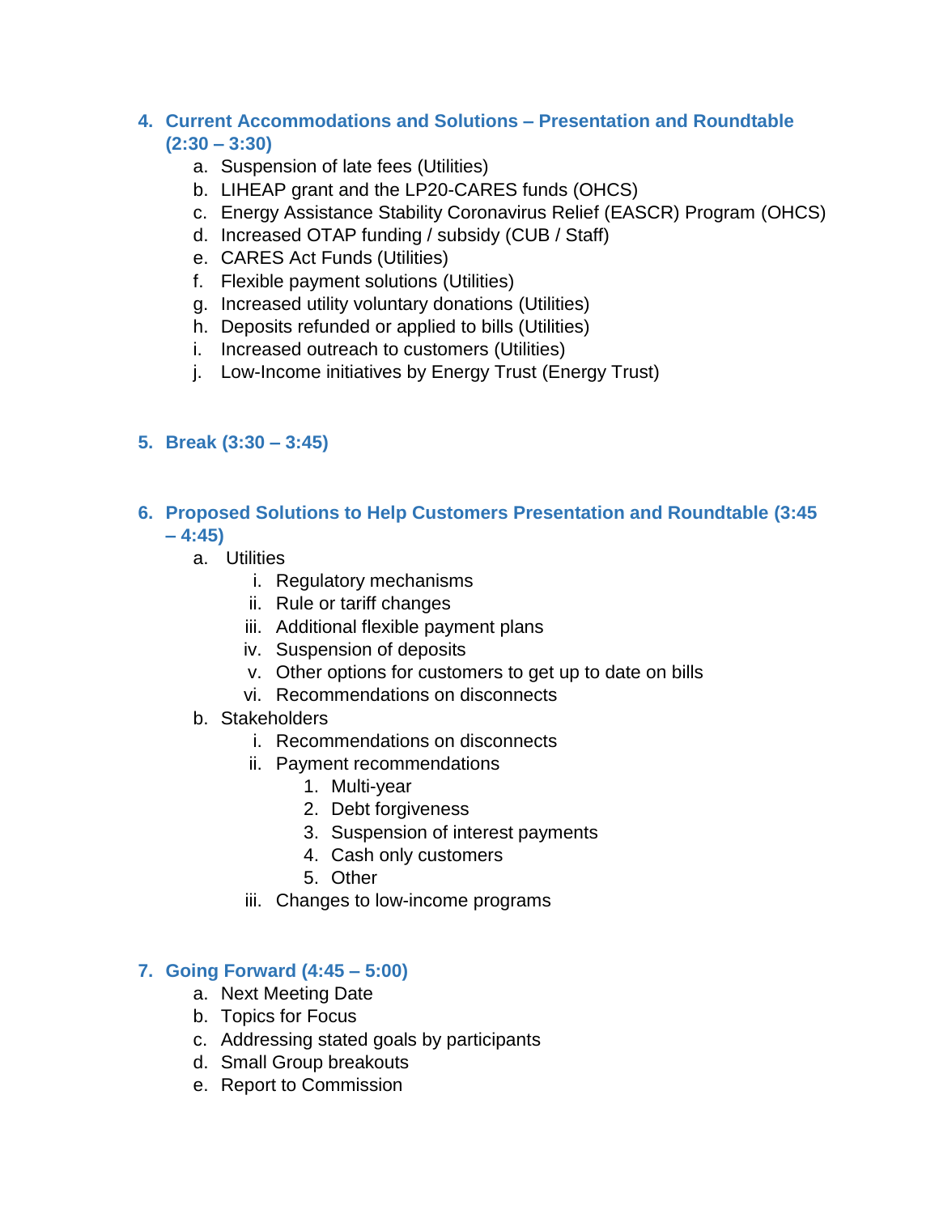4. **Current Accommodations and Solutions – Presentation and Roundtable (2:30 – 3:30)**
   a. Suspension of late fees (Utilities)
   b. LIHEAP grant and the LP20-CARES funds (OHCS)
   c. Energy Assistance Stability Coronavirus Relief (EASCR) Program (OHCS)
   d. Increased OTAP funding / subsidy (CUB / Staff)
   e. CARES Act Funds (Utilities)
   f. Flexible payment solutions (Utilities)
   g. Increased utility voluntary donations (Utilities)
   h. Deposits refunded or applied to bills (Utilities)
   i. Increased outreach to customers (Utilities)
   j. Low-Income initiatives by Energy Trust (Energy Trust)

5. **Break (3:30 – 3:45)**

6. **Proposed Solutions to Help Customers Presentation and Roundtable (3:45 – 4:45)**
   a. Utilities
      i. Regulatory mechanisms
      ii. Rule or tariff changes
      iii. Additional flexible payment plans
      iv. Suspension of deposits
      v. Other options for customers to get up to date on bills
      vi. Recommendations on disconnects
   b. Stakeholders
      i. Recommendations on disconnects
      ii. Payment recommendations
         1. Multi-year
         2. Debt forgiveness
         3. Suspension of interest payments
         4. Cash only customers
         5. Other
      iii. Changes to low-income programs

7. **Going Forward (4:45 – 5:00)**
   a. Next Meeting Date
   b. Topics for Focus
   c. Addressing stated goals by participants
   d. Small Group breakouts
   e. Report to Commission